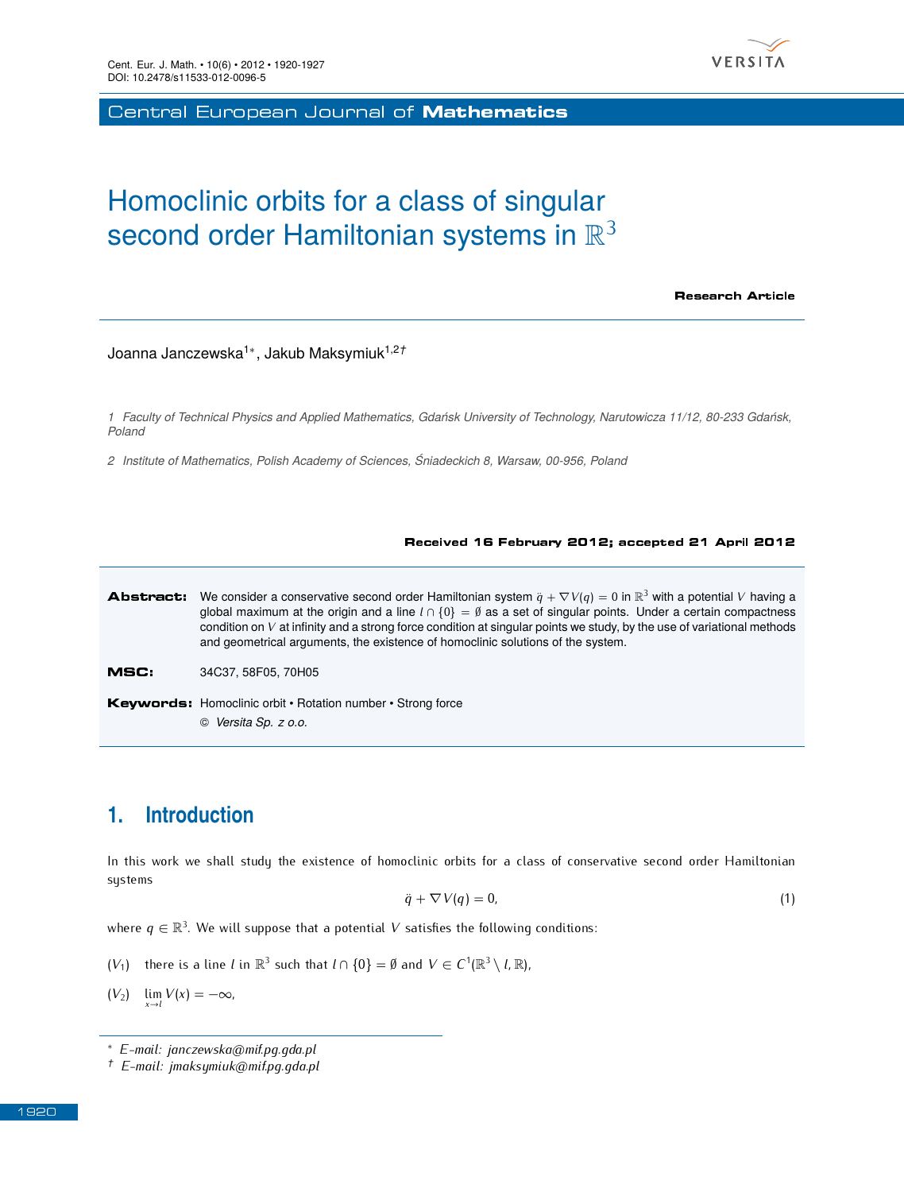Central European Journal of **Mathematics**

# Homoclinic orbits for a class of singular second order Hamiltonian systems in $\mathbb{R}^3$

**Research Article**

Joanna Janczewska[1*], Jakub Maksymiuk[1,2†]

1 *Faculty of Technical Physics and Applied Mathematics, Gdańsk University of Technology, Narutowicza 11/12, 80-233 Gdańsk, Poland*

2 *Institute of Mathematics, Polish Academy of Sciences, Śniadeckich 8, Warsaw, 00-956, Poland*

**Received 16 February 2012; accepted 21 April 2012**

**Abstract:** We consider a conservative second order Hamiltonian system $\ddot{q} + \nabla V(q) = 0$ in $\mathbb{R}^3$ with a potential $V$ having a global maximum at the origin and a line $l \cap \{0\} = \emptyset$ as a set of singular points. Under a certain compactness condition on $V$ at infinity and a strong force condition at singular points we study, by the use of variational methods and geometrical arguments, the existence of homoclinic solutions of the system.

**MSC:** 34C37, 58F05, 70H05

**Keywords:** Homoclinic orbit • Rotation number • Strong force

© *Versita Sp. z o.o.*

## 1. Introduction

In this work we shall study the existence of homoclinic orbits for a class of conservative second order Hamiltonian systems

$$\ddot{q} + \nabla V(q) = 0, \tag{1}$$

where $q \in \mathbb{R}^3$. We will suppose that a potential $V$ satisfies the following conditions:

$(V_1)$ there is a line $l$ in $\mathbb{R}^3$ such that $l \cap \{0\} = \emptyset$ and $V \in C^1(\mathbb{R}^3 \setminus l, \mathbb{R})$,

$(V_2)$ $\lim\limits_{x \to l} V(x) = -\infty$,

\* *E-mail: janczewska@mif.pg.gda.pl*

† *E-mail: jmaksymiuk@mif.pg.gda.pl*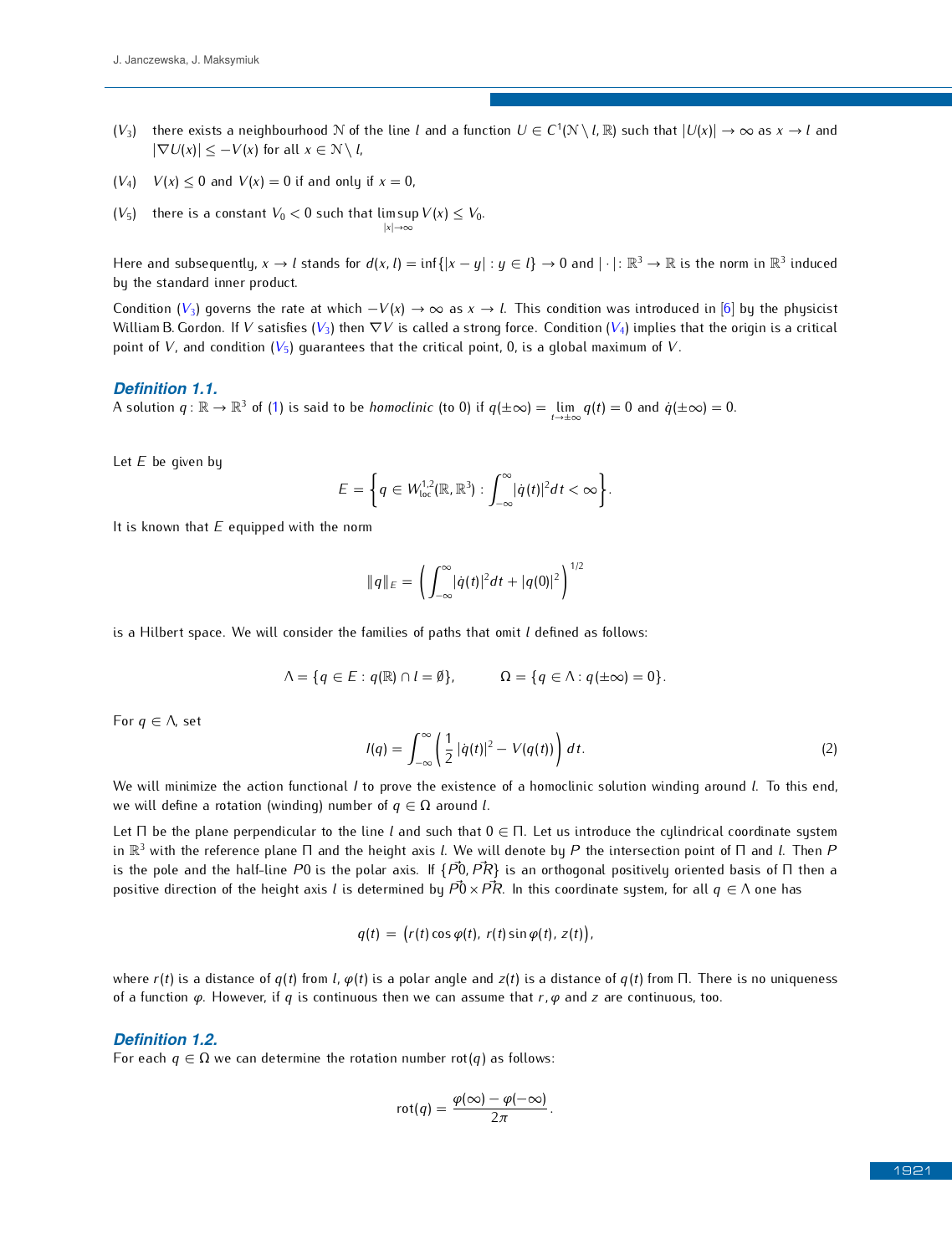($V_3$) there exists a neighbourhood $\mathcal{N}$ of the line $l$ and a function $U \in C^1(\mathcal{N} \setminus l, \mathbb{R})$ such that $|U(x)| \to \infty$ as $x \to l$ and $|\nabla U(x)| \leq -V(x)$ for all $x \in \mathcal{N} \setminus l$,

($V_4$) $V(x) \leq 0$ and $V(x) = 0$ if and only if $x = 0$,

($V_5$) there is a constant $V_0 < 0$ such that $\limsup_{|x|\to\infty} V(x) \leq V_0$.

Here and subsequently, $x \to l$ stands for $d(x, l) = \inf\{|x - y| : y \in l\} \to 0$ and $|\cdot| : \mathbb{R}^3 \to \mathbb{R}$ is the norm in $\mathbb{R}^3$ induced by the standard inner product.

Condition ($V_3$) governs the rate at which $-V(x) \to \infty$ as $x \to l$. This condition was introduced in [6] by the physicist William B. Gordon. If $V$ satisfies ($V_3$) then $\nabla V$ is called a strong force. Condition ($V_4$) implies that the origin is a critical point of $V$, and condition ($V_5$) guarantees that the critical point, 0, is a global maximum of $V$.

### Definition 1.1.

A solution $q : \mathbb{R} \to \mathbb{R}^3$ of (1) is said to be *homoclinic* (to 0) if $q(\pm\infty) = \lim_{t\to\pm\infty} q(t) = 0$ and $\dot{q}(\pm\infty) = 0$.

Let $E$ be given by

$$E = \left\{ q \in W^{1,2}_{\mathrm{loc}}(\mathbb{R}, \mathbb{R}^3) : \int_{-\infty}^{\infty} |\dot{q}(t)|^2 dt < \infty \right\}.$$

It is known that $E$ equipped with the norm

$$\|q\|_E = \left( \int_{-\infty}^{\infty} |\dot{q}(t)|^2 dt + |q(0)|^2 \right)^{1/2}$$

is a Hilbert space. We will consider the families of paths that omit $l$ defined as follows:

$$\Lambda = \{q \in E : q(\mathbb{R}) \cap l = \emptyset\}, \qquad \Omega = \{q \in \Lambda : q(\pm\infty) = 0\}.$$

For $q \in \Lambda$, set

$$I(q) = \int_{-\infty}^{\infty} \left( \frac{1}{2} |\dot{q}(t)|^2 - V(q(t)) \right) dt. \tag{2}$$

We will minimize the action functional $I$ to prove the existence of a homoclinic solution winding around $l$. To this end, we will define a rotation (winding) number of $q \in \Omega$ around $l$.

Let $\Pi$ be the plane perpendicular to the line $l$ and such that $0 \in \Pi$. Let us introduce the cylindrical coordinate system in $\mathbb{R}^3$ with the reference plane $\Pi$ and the height axis $l$. We will denote by $P$ the intersection point of $\Pi$ and $l$. Then $P$ is the pole and the half-line $P0$ is the polar axis. If $\{\vec{P0}, \vec{PR}\}$ is an orthogonal positively oriented basis of $\Pi$ then a positive direction of the height axis $l$ is determined by $\vec{P0} \times \vec{PR}$. In this coordinate system, for all $q \in \Lambda$ one has

$$q(t) = \big(r(t)\cos\varphi(t),\, r(t)\sin\varphi(t),\, z(t)\big),$$

where $r(t)$ is a distance of $q(t)$ from $l$, $\varphi(t)$ is a polar angle and $z(t)$ is a distance of $q(t)$ from $\Pi$. There is no uniqueness of a function $\varphi$. However, if $q$ is continuous then we can assume that $r, \varphi$ and $z$ are continuous, too.

### Definition 1.2.

For each $q \in \Omega$ we can determine the rotation number $\mathrm{rot}(q)$ as follows:

$$\mathrm{rot}(q) = \frac{\varphi(\infty) - \varphi(-\infty)}{2\pi}.$$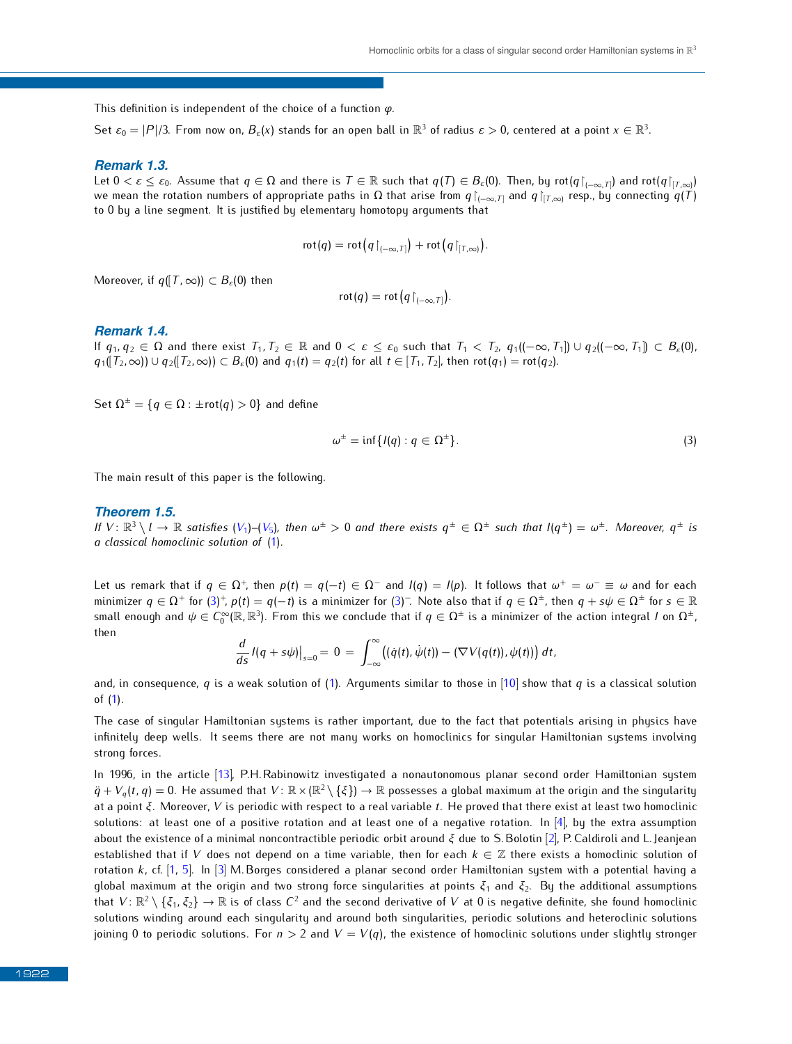This definition is independent of the choice of a function $\varphi$.

Set $\varepsilon_0 = |P|/3$. From now on, $B_\varepsilon(x)$ stands for an open ball in $\mathbb{R}^3$ of radius $\varepsilon > 0$, centered at a point $x \in \mathbb{R}^3$.

### Remark 1.3.

Let $0 < \varepsilon \leq \varepsilon_0$. Assume that $q \in \Omega$ and there is $T \in \mathbb{R}$ such that $q(T) \in B_\varepsilon(0)$. Then, by $\mathrm{rot}(q\restriction_{(-\infty,T]})$ and $\mathrm{rot}(q\restriction_{[T,\infty)})$ we mean the rotation numbers of appropriate paths in $\Omega$ that arise from $q\restriction_{(-\infty,T]}$ and $q\restriction_{[T,\infty)}$ resp., by connecting $q(T)$ to 0 by a line segment. It is justified by elementary homotopy arguments that

$$\mathrm{rot}(q) = \mathrm{rot}\left(q\restriction_{(-\infty,T]}\right) + \mathrm{rot}\left(q\restriction_{[T,\infty)}\right).$$

Moreover, if $q([T,\infty)) \subset B_\varepsilon(0)$ then

$$\mathrm{rot}(q) = \mathrm{rot}\left(q\restriction_{(-\infty,T]}\right).$$

### Remark 1.4.

If $q_1, q_2 \in \Omega$ and there exist $T_1, T_2 \in \mathbb{R}$ and $0 < \varepsilon \leq \varepsilon_0$ such that $T_1 < T_2$, $q_1((-\infty,T_1]) \cup q_2((-\infty,T_1]) \subset B_\varepsilon(0)$, $q_1([T_2,\infty)) \cup q_2([T_2,\infty)) \subset B_\varepsilon(0)$ and $q_1(t) = q_2(t)$ for all $t \in [T_1,T_2]$, then $\mathrm{rot}(q_1) = \mathrm{rot}(q_2)$.

Set $\Omega^\pm = \{q \in \Omega : \pm\mathrm{rot}(q) > 0\}$ and define

$$\omega^\pm = \inf\{I(q) : q \in \Omega^\pm\}. \tag{3}$$

The main result of this paper is the following.

### Theorem 1.5.

*If $V\colon \mathbb{R}^3 \setminus l \to \mathbb{R}$ satisfies ($V_1$)–($V_5$), then $\omega^\pm > 0$ and there exists $q^\pm \in \Omega^\pm$ such that $I(q^\pm) = \omega^\pm$. Moreover, $q^\pm$ is a classical homoclinic solution of (1).*

Let us remark that if $q \in \Omega^+$, then $p(t) = q(-t) \in \Omega^-$ and $I(q) = I(p)$. It follows that $\omega^+ = \omega^- \equiv \omega$ and for each minimizer $q \in \Omega^+$ for $(3)^+$, $p(t) = q(-t)$ is a minimizer for $(3)^-$. Note also that if $q \in \Omega^\pm$, then $q + s\psi \in \Omega^\pm$ for $s \in \mathbb{R}$ small enough and $\psi \in C_0^\infty(\mathbb{R},\mathbb{R}^3)$. From this we conclude that if $q \in \Omega^\pm$ is a minimizer of the action integral $I$ on $\Omega^\pm$, then

$$\frac{d}{ds} I(q + s\psi)\big|_{s=0} = 0 = \int_{-\infty}^{\infty} \big((\dot{q}(t), \dot{\psi}(t)) - (\nabla V(q(t)), \psi(t))\big)\, dt,$$

and, in consequence, $q$ is a weak solution of (1). Arguments similar to those in [10] show that $q$ is a classical solution of (1).

The case of singular Hamiltonian systems is rather important, due to the fact that potentials arising in physics have infinitely deep wells. It seems there are not many works on homoclinics for singular Hamiltonian systems involving strong forces.

In 1996, in the article [13], P.H. Rabinowitz investigated a nonautonomous planar second order Hamiltonian system $\ddot{q} + V_q(t,q) = 0$. He assumed that $V\colon \mathbb{R} \times (\mathbb{R}^2 \setminus \{\xi\}) \to \mathbb{R}$ possesses a global maximum at the origin and the singularity at a point $\xi$. Moreover, $V$ is periodic with respect to a real variable $t$. He proved that there exist at least two homoclinic solutions: at least one of a positive rotation and at least one of a negative rotation. In [4], by the extra assumption about the existence of a minimal noncontractible periodic orbit around $\xi$ due to S. Bolotin [2], P. Caldiroli and L. Jeanjean established that if $V$ does not depend on a time variable, then for each $k \in \mathbb{Z}$ there exists a homoclinic solution of rotation $k$, cf. [1, 5]. In [3] M. Borges considered a planar second order Hamiltonian system with a potential having a global maximum at the origin and two strong force singularities at points $\xi_1$ and $\xi_2$. By the additional assumptions that $V\colon \mathbb{R}^2 \setminus \{\xi_1, \xi_2\} \to \mathbb{R}$ is of class $C^2$ and the second derivative of $V$ at 0 is negative definite, she found homoclinic solutions winding around each singularity and around both singularities, periodic solutions and heteroclinic solutions joining 0 to periodic solutions. For $n > 2$ and $V = V(q)$, the existence of homoclinic solutions under slightly stronger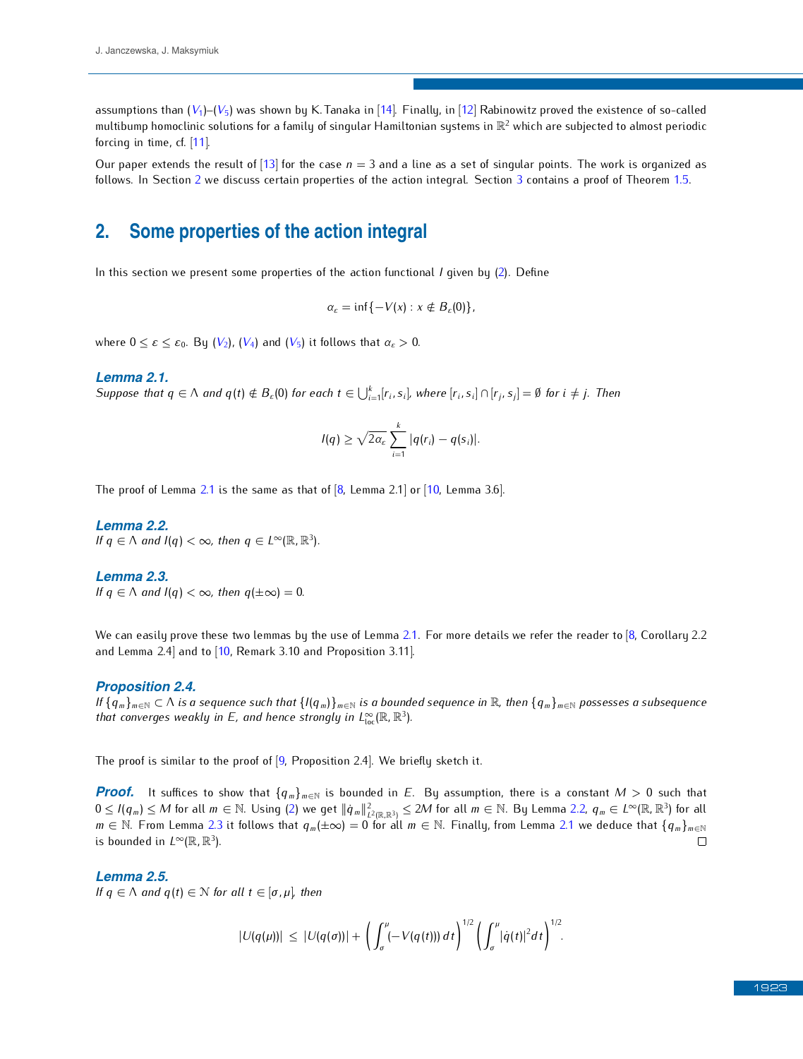assumptions than ($V_1$)–($V_5$) was shown by K. Tanaka in [14]. Finally, in [12] Rabinowitz proved the existence of so-called multibump homoclinic solutions for a family of singular Hamiltonian systems in $\mathbb{R}^2$ which are subjected to almost periodic forcing in time, cf. [11].

Our paper extends the result of [13] for the case $n = 3$ and a line as a set of singular points. The work is organized as follows. In Section 2 we discuss certain properties of the action integral. Section 3 contains a proof of Theorem 1.5.

## 2. Some properties of the action integral

In this section we present some properties of the action functional $I$ given by (2). Define

$$\alpha_\varepsilon = \inf\{-V(x) : x \notin B_\varepsilon(0)\},$$

where $0 \le \varepsilon \le \varepsilon_0$. By ($V_2$), ($V_4$) and ($V_5$) it follows that $\alpha_\varepsilon > 0$.

### *Lemma 2.1.*

*Suppose that $q \in \Lambda$ and $q(t) \notin B_\varepsilon(0)$ for each $t \in \bigcup_{i=1}^{k}[r_i, s_i]$, where $[r_i, s_i] \cap [r_j, s_j] = \emptyset$ for $i \neq j$. Then*

$$I(q) \ge \sqrt{2\alpha_\varepsilon}\sum_{i=1}^{k}|q(r_i) - q(s_i)|.$$

The proof of Lemma 2.1 is the same as that of [8, Lemma 2.1] or [10, Lemma 3.6].

### *Lemma 2.2.*

*If $q \in \Lambda$ and $I(q) < \infty$, then $q \in L^\infty(\mathbb{R}, \mathbb{R}^3)$.*

### *Lemma 2.3.*

*If $q \in \Lambda$ and $I(q) < \infty$, then $q(\pm\infty) = 0$.*

We can easily prove these two lemmas by the use of Lemma 2.1. For more details we refer the reader to [8, Corollary 2.2 and Lemma 2.4] and to [10, Remark 3.10 and Proposition 3.11].

### *Proposition 2.4.*

*If $\{q_m\}_{m\in\mathbb{N}} \subset \Lambda$ is a sequence such that $\{I(q_m)\}_{m\in\mathbb{N}}$ is a bounded sequence in $\mathbb{R}$, then $\{q_m\}_{m\in\mathbb{N}}$ possesses a subsequence that converges weakly in $E$, and hence strongly in $L^\infty_{\mathrm{loc}}(\mathbb{R}, \mathbb{R}^3)$.*

The proof is similar to the proof of [9, Proposition 2.4]. We briefly sketch it.

***Proof.*** It suffices to show that $\{q_m\}_{m\in\mathbb{N}}$ is bounded in $E$. By assumption, there is a constant $M > 0$ such that $0 \le I(q_m) \le M$ for all $m \in \mathbb{N}$. Using (2) we get $\|\dot{q}_m\|^2_{L^2(\mathbb{R},\mathbb{R}^3)} \le 2M$ for all $m \in \mathbb{N}$. By Lemma 2.2, $q_m \in L^\infty(\mathbb{R}, \mathbb{R}^3)$ for all $m \in \mathbb{N}$. From Lemma 2.3 it follows that $q_m(\pm\infty) = 0$ for all $m \in \mathbb{N}$. Finally, from Lemma 2.1 we deduce that $\{q_m\}_{m\in\mathbb{N}}$ is bounded in $L^\infty(\mathbb{R}, \mathbb{R}^3)$. □

### *Lemma 2.5.*

*If $q \in \Lambda$ and $q(t) \in \mathcal{N}$ for all $t \in [\sigma, \mu]$, then*

$$|U(q(\mu))| \le |U(q(\sigma))| + \left(\int_\sigma^\mu (-V(q(t)))\,dt\right)^{1/2}\left(\int_\sigma^\mu |\dot{q}(t)|^2 dt\right)^{1/2}.$$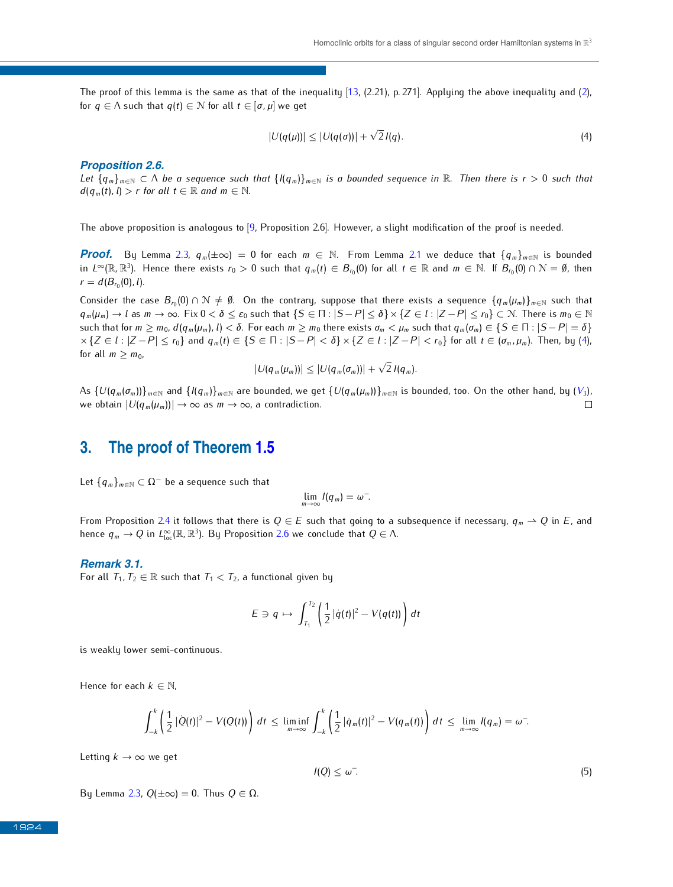The proof of this lemma is the same as that of the inequality [13, (2.21), p. 271]. Applying the above inequality and (2), for $q \in \Lambda$ such that $q(t) \in \mathcal{N}$ for all $t \in [\sigma, \mu]$ we get

$$|U(q(\mu))| \leq |U(q(\sigma))| + \sqrt{2}\, I(q). \tag{4}$$

### *Proposition 2.6.*

*Let $\{q_m\}_{m\in\mathbb{N}} \subset \Lambda$ be a sequence such that $\{I(q_m)\}_{m\in\mathbb{N}}$ is a bounded sequence in $\mathbb{R}$. Then there is $r > 0$ such that $d(q_m(t), l) > r$ for all $t \in \mathbb{R}$ and $m \in \mathbb{N}$.*

The above proposition is analogous to [9, Proposition 2.6]. However, a slight modification of the proof is needed.

***Proof.*** By Lemma 2.3, $q_m(\pm\infty) = 0$ for each $m \in \mathbb{N}$. From Lemma 2.1 we deduce that $\{q_m\}_{m\in\mathbb{N}}$ is bounded in $L^\infty(\mathbb{R}, \mathbb{R}^3)$. Hence there exists $r_0 > 0$ such that $q_m(t) \in B_{r_0}(0)$ for all $t \in \mathbb{R}$ and $m \in \mathbb{N}$. If $B_{r_0}(0) \cap \mathcal{N} = \emptyset$, then $r = d(B_{r_0}(0), l)$.

Consider the case $B_{r_0}(0) \cap \mathcal{N} \neq \emptyset$. On the contrary, suppose that there exists a sequence $\{q_m(\mu_m)\}_{m\in\mathbb{N}}$ such that $q_m(\mu_m) \to l$ as $m \to \infty$. Fix $0 < \delta \leq \varepsilon_0$ such that $\{S \in \Pi : |S - P| \leq \delta\} \times \{Z \in l : |Z - P| \leq r_0\} \subset \mathcal{N}$. There is $m_0 \in \mathbb{N}$ such that for $m \geq m_0$, $d(q_m(\mu_m), l) < \delta$. For each $m \geq m_0$ there exists $\sigma_m < \mu_m$ such that $q_m(\sigma_m) \in \{S \in \Pi : |S - P| = \delta\} \times \{Z \in l : |Z - P| \leq r_0\}$ and $q_m(t) \in \{S \in \Pi : |S - P| < \delta\} \times \{Z \in l : |Z - P| < r_0\}$ for all $t \in (\sigma_m, \mu_m)$. Then, by (4), for all $m \geq m_0$,

$$|U(q_m(\mu_m))| \leq |U(q_m(\sigma_m))| + \sqrt{2}\, I(q_m).$$

As $\{U(q_m(\sigma_m))\}_{m\in\mathbb{N}}$ and $\{I(q_m)\}_{m\in\mathbb{N}}$ are bounded, we get $\{U(q_m(\mu_m))\}_{m\in\mathbb{N}}$ is bounded, too. On the other hand, by $(V_3)$, we obtain $|U(q_m(\mu_m))| \to \infty$ as $m \to \infty$, a contradiction. □

## 3. The proof of Theorem 1.5

Let $\{q_m\}_{m\in\mathbb{N}} \subset \Omega^-$ be a sequence such that

$$\lim_{m\to\infty} I(q_m) = \omega^-.$$

From Proposition 2.4 it follows that there is $Q \in E$ such that going to a subsequence if necessary, $q_m \rightharpoonup Q$ in $E$, and hence $q_m \to Q$ in $L^\infty_{\mathrm{loc}}(\mathbb{R}, \mathbb{R}^3)$. By Proposition 2.6 we conclude that $Q \in \Lambda$.

### *Remark 3.1.*

For all $T_1, T_2 \in \mathbb{R}$ such that $T_1 < T_2$, a functional given by

$$E \ni q \mapsto \int_{T_1}^{T_2} \left( \frac{1}{2} |\dot{q}(t)|^2 - V(q(t)) \right) dt$$

is weakly lower semi-continuous.

Hence for each $k \in \mathbb{N}$,

$$\int_{-k}^{k} \left( \frac{1}{2} |\dot{Q}(t)|^2 - V(Q(t)) \right) dt \leq \liminf_{m\to\infty} \int_{-k}^{k} \left( \frac{1}{2} |\dot{q}_m(t)|^2 - V(q_m(t)) \right) dt \leq \lim_{m\to\infty} I(q_m) = \omega^-.$$

Letting $k \to \infty$ we get

$$I(Q) \leq \omega^-. \tag{5}$$

By Lemma 2.3, $Q(\pm\infty) = 0$. Thus $Q \in \Omega$.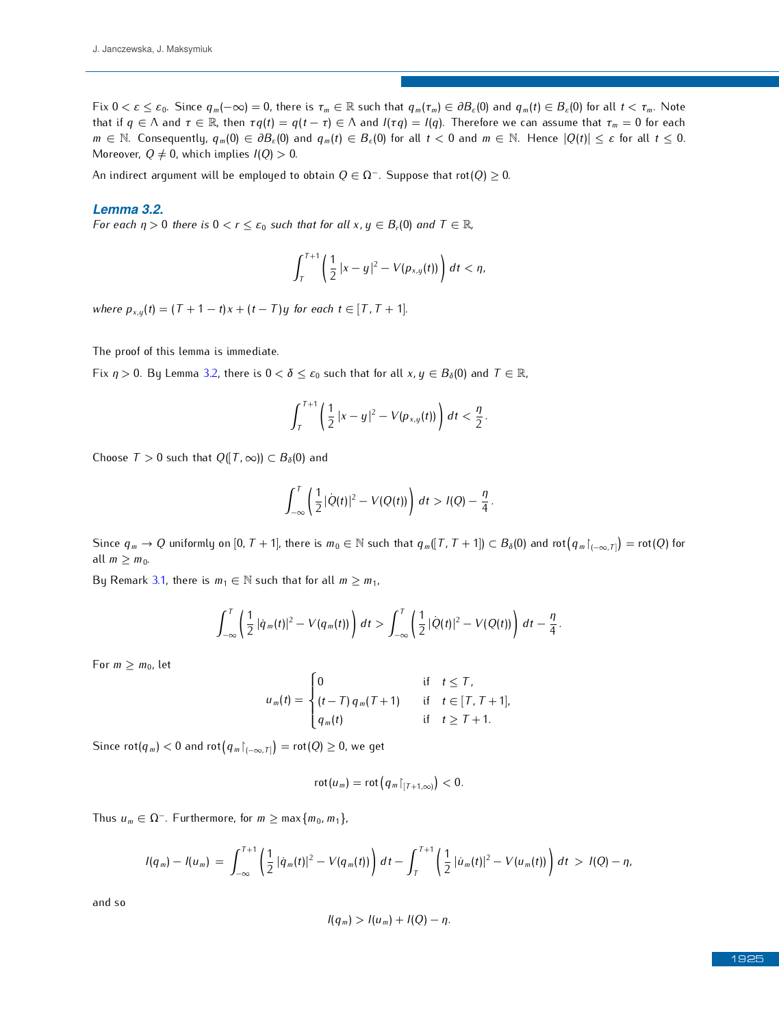Fix $0 < \varepsilon \leq \varepsilon_0$. Since $q_m(-\infty) = 0$, there is $\tau_m \in \mathbb{R}$ such that $q_m(\tau_m) \in \partial B_\varepsilon(0)$ and $q_m(t) \in B_\varepsilon(0)$ for all $t < \tau_m$. Note that if $q \in \Lambda$ and $\tau \in \mathbb{R}$, then $\tau q(t) = q(t-\tau) \in \Lambda$ and $I(\tau q) = I(q)$. Therefore we can assume that $\tau_m = 0$ for each $m \in \mathbb{N}$. Consequently, $q_m(0) \in \partial B_\varepsilon(0)$ and $q_m(t) \in B_\varepsilon(0)$ for all $t < 0$ and $m \in \mathbb{N}$. Hence $|Q(t)| \leq \varepsilon$ for all $t \leq 0$. Moreover, $Q \neq 0$, which implies $I(Q) > 0$.

An indirect argument will be employed to obtain $Q \in \Omega^-$. Suppose that $\mathrm{rot}(Q) \geq 0$.

### Lemma 3.2.

*For each $\eta > 0$ there is $0 < r \leq \varepsilon_0$ such that for all $x, y \in B_r(0)$ and $T \in \mathbb{R}$,*

$$\int_T^{T+1} \left( \frac{1}{2} |x-y|^2 - V(p_{x,y}(t)) \right) dt < \eta,$$

*where $p_{x,y}(t) = (T+1-t)x + (t-T)y$ for each $t \in [T, T+1]$.*

The proof of this lemma is immediate.

Fix $\eta > 0$. By Lemma 3.2, there is $0 < \delta \leq \varepsilon_0$ such that for all $x, y \in B_\delta(0)$ and $T \in \mathbb{R}$,

$$\int_T^{T+1} \left( \frac{1}{2} |x-y|^2 - V(p_{x,y}(t)) \right) dt < \frac{\eta}{2}.$$

Choose $T > 0$ such that $Q([T, \infty)) \subset B_\delta(0)$ and

$$\int_{-\infty}^{T} \left( \frac{1}{2} |\dot{Q}(t)|^2 - V(Q(t)) \right) dt > I(Q) - \frac{\eta}{4}.$$

Since $q_m \to Q$ uniformly on $[0, T+1]$, there is $m_0 \in \mathbb{N}$ such that $q_m([T, T+1]) \subset B_\delta(0)$ and $\mathrm{rot}\big(q_m\restriction_{(-\infty,T]}\big) = \mathrm{rot}(Q)$ for all $m \geq m_0$.

By Remark 3.1, there is $m_1 \in \mathbb{N}$ such that for all $m \geq m_1$,

$$\int_{-\infty}^{T} \left( \frac{1}{2} |\dot{q}_m(t)|^2 - V(q_m(t)) \right) dt > \int_{-\infty}^{T} \left( \frac{1}{2} |\dot{Q}(t)|^2 - V(Q(t)) \right) dt - \frac{\eta}{4}.$$

For $m \geq m_0$, let

$$u_m(t) = \begin{cases} 0 & \text{if} \quad t \leq T, \\ (t-T)\, q_m(T+1) & \text{if} \quad t \in [T, T+1], \\ q_m(t) & \text{if} \quad t \geq T+1. \end{cases}$$

Since $\mathrm{rot}(q_m) < 0$ and $\mathrm{rot}\big(q_m\restriction_{(-\infty,T]}\big) = \mathrm{rot}(Q) \geq 0$, we get

$$\mathrm{rot}(u_m) = \mathrm{rot}\left(q_m\restriction_{[T+1,\infty)}\right) < 0.$$

Thus $u_m \in \Omega^-$. Furthermore, for $m \geq \max\{m_0, m_1\}$,

$$I(q_m) - I(u_m) \; = \; \int_{-\infty}^{T+1} \left( \frac{1}{2} |\dot{q}_m(t)|^2 - V(q_m(t)) \right) dt - \int_{T}^{T+1} \left( \frac{1}{2} |\dot{u}_m(t)|^2 - V(u_m(t)) \right) dt \; > \; I(Q) - \eta,$$

and so

$$I(q_m) > I(u_m) + I(Q) - \eta.$$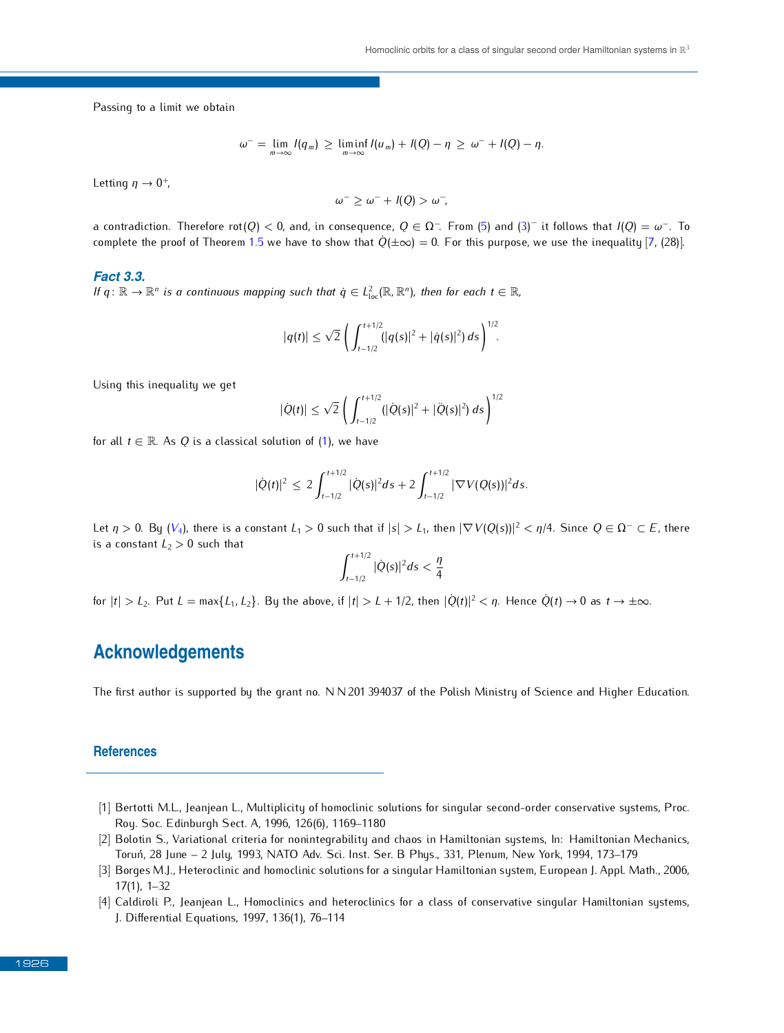Passing to a limit we obtain

$$\omega^- = \lim_{m\to\infty} I(q_m) \ \geq\ \liminf_{m\to\infty} I(u_m) + I(Q) - \eta \ \geq\ \omega^- + I(Q) - \eta.$$

Letting $\eta \to 0^+$,

$$\omega^- \geq \omega^- + I(Q) > \omega^-,$$

a contradiction. Therefore $\operatorname{rot}(Q) < 0$, and, in consequence, $Q \in \Omega^-$. From (5) and $(3)^-$ it follows that $I(Q) = \omega^-$. To complete the proof of Theorem 1.5 we have to show that $\dot{Q}(\pm\infty) = 0$. For this purpose, we use the inequality [7, (28)].

***Fact 3.3.***
*If $q\colon \mathbb{R} \to \mathbb{R}^n$ is a continuous mapping such that $\dot{q} \in L^2_{\mathrm{loc}}(\mathbb{R}, \mathbb{R}^n)$, then for each $t \in \mathbb{R}$,*

$$|q(t)| \leq \sqrt{2}\left(\int_{t-1/2}^{t+1/2} (|q(s)|^2 + |\dot{q}(s)|^2)\,ds\right)^{1/2}.$$

Using this inequality we get

$$|\dot{Q}(t)| \leq \sqrt{2}\left(\int_{t-1/2}^{t+1/2} (|\dot{Q}(s)|^2 + |\ddot{Q}(s)|^2)\,ds\right)^{1/2}$$

for all $t \in \mathbb{R}$. As $Q$ is a classical solution of (1), we have

$$|\dot{Q}(t)|^2 \ \leq\ 2\int_{t-1/2}^{t+1/2} |\dot{Q}(s)|^2 ds + 2\int_{t-1/2}^{t+1/2} |\nabla V(Q(s))|^2 ds.$$

Let $\eta > 0$. By $(V_4)$, there is a constant $L_1 > 0$ such that if $|s| > L_1$, then $|\nabla V(Q(s))|^2 < \eta/4$. Since $Q \in \Omega^- \subset E$, there is a constant $L_2 > 0$ such that

$$\int_{t-1/2}^{t+1/2} |\dot{Q}(s)|^2 ds < \frac{\eta}{4}$$

for $|t| > L_2$. Put $L = \max\{L_1, L_2\}$. By the above, if $|t| > L + 1/2$, then $|\dot{Q}(t)|^2 < \eta$. Hence $\dot{Q}(t) \to 0$ as $t \to \pm\infty$.

## Acknowledgements

The first author is supported by the grant no. N N201 394037 of the Polish Ministry of Science and Higher Education.

### References

[1] Bertotti M.L., Jeanjean L., Multiplicity of homoclinic solutions for singular second-order conservative systems, Proc. Roy. Soc. Edinburgh Sect. A, 1996, 126(6), 1169–1180

[2] Bolotin S., Variational criteria for nonintegrability and chaos in Hamiltonian systems, In: Hamiltonian Mechanics, Toruń, 28 June – 2 July, 1993, NATO Adv. Sci. Inst. Ser. B Phys., 331, Plenum, New York, 1994, 173–179

[3] Borges M.J., Heteroclinic and homoclinic solutions for a singular Hamiltonian system, European J. Appl. Math., 2006, 17(1), 1–32

[4] Caldiroli P., Jeanjean L., Homoclinics and heteroclinics for a class of conservative singular Hamiltonian systems, J. Differential Equations, 1997, 136(1), 76–114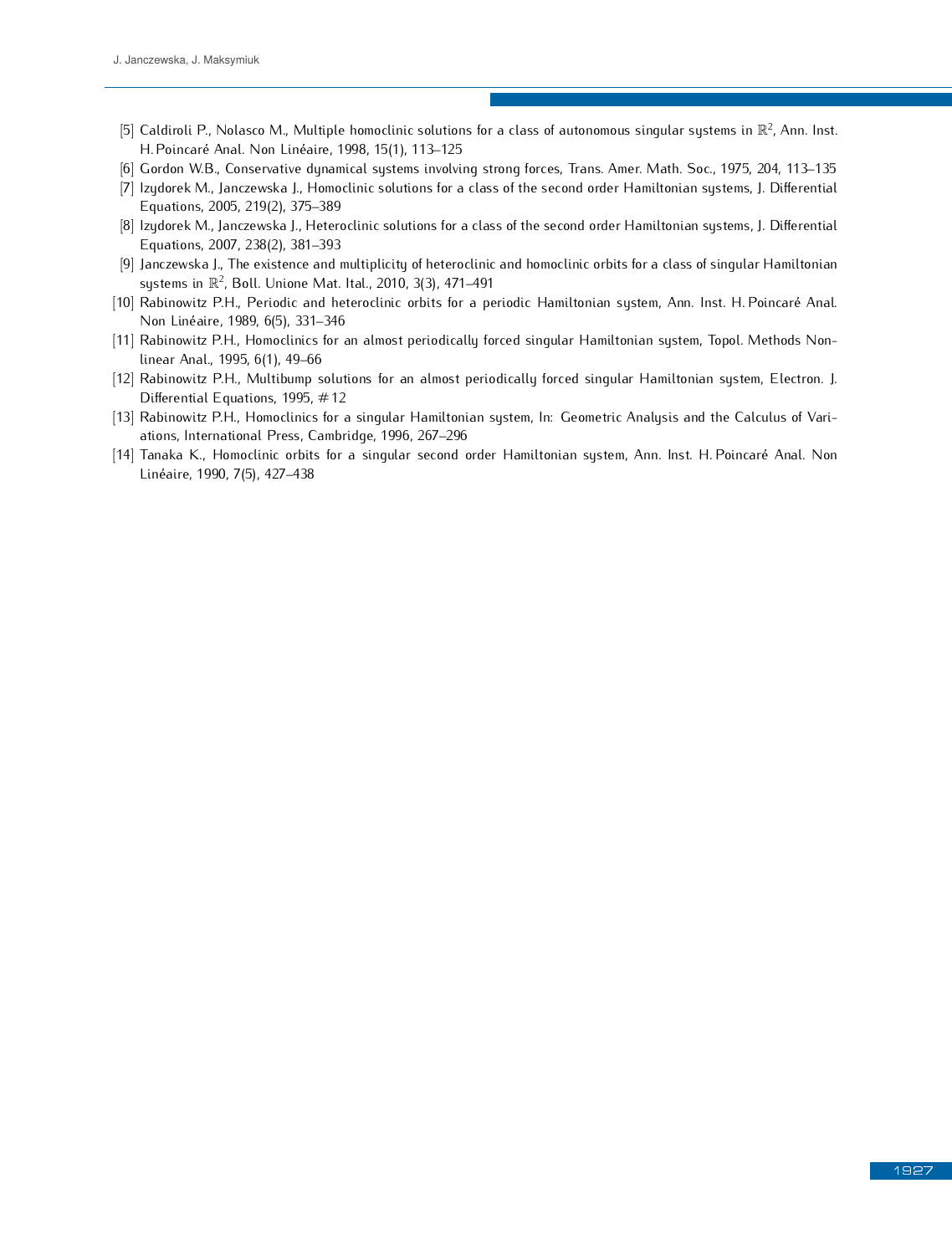[5] Caldiroli P., Nolasco M., Multiple homoclinic solutions for a class of autonomous singular systems in $\mathbb{R}^2$, Ann. Inst. H. Poincaré Anal. Non Linéaire, 1998, 15(1), 113–125

[6] Gordon W.B., Conservative dynamical systems involving strong forces, Trans. Amer. Math. Soc., 1975, 204, 113–135

[7] Izydorek M., Janczewska J., Homoclinic solutions for a class of the second order Hamiltonian systems, J. Differential Equations, 2005, 219(2), 375–389

[8] Izydorek M., Janczewska J., Heteroclinic solutions for a class of the second order Hamiltonian systems, J. Differential Equations, 2007, 238(2), 381–393

[9] Janczewska J., The existence and multiplicity of heteroclinic and homoclinic orbits for a class of singular Hamiltonian systems in $\mathbb{R}^2$, Boll. Unione Mat. Ital., 2010, 3(3), 471–491

[10] Rabinowitz P.H., Periodic and heteroclinic orbits for a periodic Hamiltonian system, Ann. Inst. H. Poincaré Anal. Non Linéaire, 1989, 6(5), 331–346

[11] Rabinowitz P.H., Homoclinics for an almost periodically forced singular Hamiltonian system, Topol. Methods Nonlinear Anal., 1995, 6(1), 49–66

[12] Rabinowitz P.H., Multibump solutions for an almost periodically forced singular Hamiltonian system, Electron. J. Differential Equations, 1995, #12

[13] Rabinowitz P.H., Homoclinics for a singular Hamiltonian system, In: Geometric Analysis and the Calculus of Variations, International Press, Cambridge, 1996, 267–296

[14] Tanaka K., Homoclinic orbits for a singular second order Hamiltonian system, Ann. Inst. H. Poincaré Anal. Non Linéaire, 1990, 7(5), 427–438